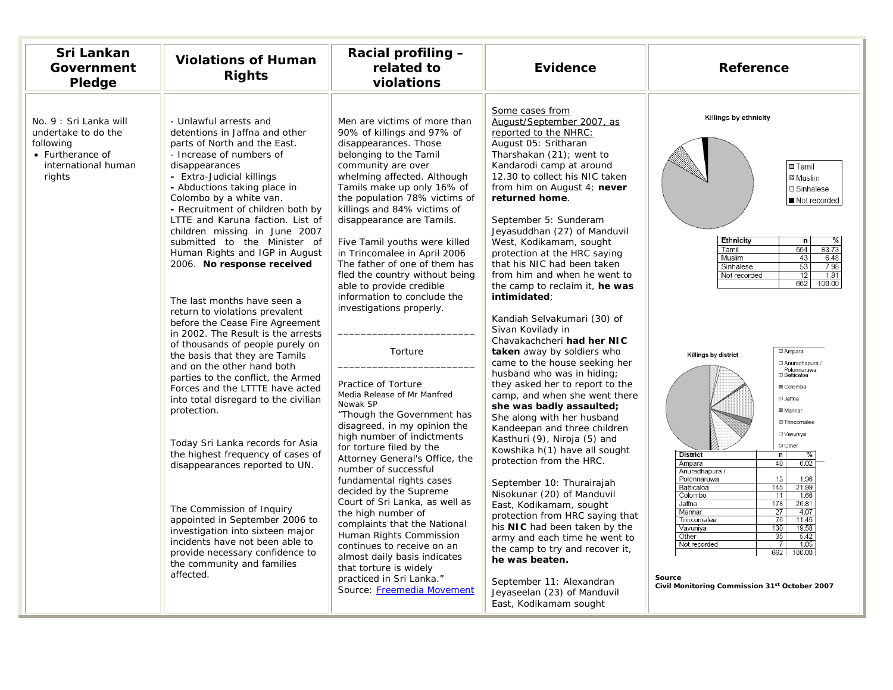| Sri Lankan Government Pledge | Violations of Human Rights | Racial profiling – related to violations | Evidence | Reference |
|---|---|---|---|---|
| No. 9 : Sri Lanka will undertake to do the following<br>• Furtherance of international human rights | - Unlawful arrests and detentions in Jaffna and other parts of North and the East.<br>- Increase of numbers of disappearances<br>- Extra-Judicial killings<br>- Abductions taking place in Colombo by a white van.<br>- Recruitment of children both by LTTE and Karuna faction. List of children missing in June 2007 submitted to the Minister of Human Rights and IGP in August 2006. **No response received**<br><br>The last months have seen a return to violations prevalent before the Cease Fire Agreement in 2002. The Result is the arrests of thousands of people purely on the basis that they are Tamils and on the other hand both parties to the conflict, the Armed Forces and the LTTTE have acted into total disregard to the civilian protection.<br><br>Today Sri Lanka records for Asia the highest frequency of cases of disappearances reported to UN.<br><br>The Commission of Inquiry appointed in September 2006 to investigation into sixteen major incidents have not been able to provide necessary confidence to the community and families affected. | Men are victims of more than 90% of killings and 97% of disappearances. Those belonging to the Tamil community are over whelming affected. Although Tamils make up only 16% of the population 78% victims of killings and 84% victims of disappearance are Tamils.<br><br>Five Tamil youths were killed in Trincomalee in April 2006 The father of one of them has fled the country without being able to provide credible information to conclude the investigations properly.<br><br>________________________<br>Torture<br>________________________<br><br>Practice of Torture<br>Media Release of Mr Manfred Nowak SP<br>"Though the Government has disagreed, in my opinion the high number of indictments for torture filed by the Attorney General's Office, the number of successful fundamental rights cases decided by the Supreme Court of Sri Lanka, as well as the high number of complaints that the National Human Rights Commission continues to receive on an almost daily basis indicates that torture is widely practiced in Sri Lanka."<br>Source: Freemedia Movement | Some cases from August/September 2007, as reported to the NHRC:<br>August 05: Sritharan Tharshakan (21); went to Kandarodi camp at around 12.30 to collect his NIC taken from him on August 4; **never returned home**.<br><br>September 5: Sunderam Jeyasuddhan (27) of Manduvil West, Kodikamam, sought protection at the HRC saying that his NIC had been taken from him and when he went to the camp to reclaim it, **he was intimidated**;<br><br>Kandiah Selvakumari (30) of Sivan Kovilady in Chavakachcheri **had her NIC taken** away by soldiers who came to the house seeking her husband who was in hiding; they asked her to report to the camp, and when she went there **she was badly assaulted;** She along with her husband Kandeepan and three children Kasthuri (9), Niroja (5) and Kowshika h(1) have all sought protection from the HRC.<br><br>September 10: Thurairajah Nisokunar (20) of Manduvil East, Kodikamam, sought protection from HRC saying that his **NIC** had been taken by the army and each time he went to the camp to try and recover it, **he was beaten.**<br><br>September 11: Alexandran Jeyaseelan (23) of Manduvil East, Kodikamam sought | Killings by ethnicity (legend: Tamil, Muslim, Sinhalese, Not recorded)<br><br>Ethnicity / n / %<br>Tamil 554 83.73<br>Muslim 43 6.48<br>Sinhalese 53 7.98<br>Not recorded 12 1.81<br>662 100.00<br><br>Killings by district (legend: Ampara, Anuradhapura / Polonnaruwa, Batticaloa, Colombo, Jaffna, Mannar, Trincomalee, Vavuniya, Other)<br><br>District / n / %<br>Ampara 40 6.02<br>Anuradhapura / Polonnaruwa 13 1.96<br>Batticaloa 145 21.99<br>Colombo 11 1.66<br>Jaffna 178 26.81<br>Mannar 27 4.07<br>Trincomalee 76 11.45<br>Vavuniya 130 19.58<br>Other 35 5.42<br>Not recorded 7 1.05<br>662 100.00<br><br>**Source**<br>**Civil Monitoring Commission 31st October 2007** |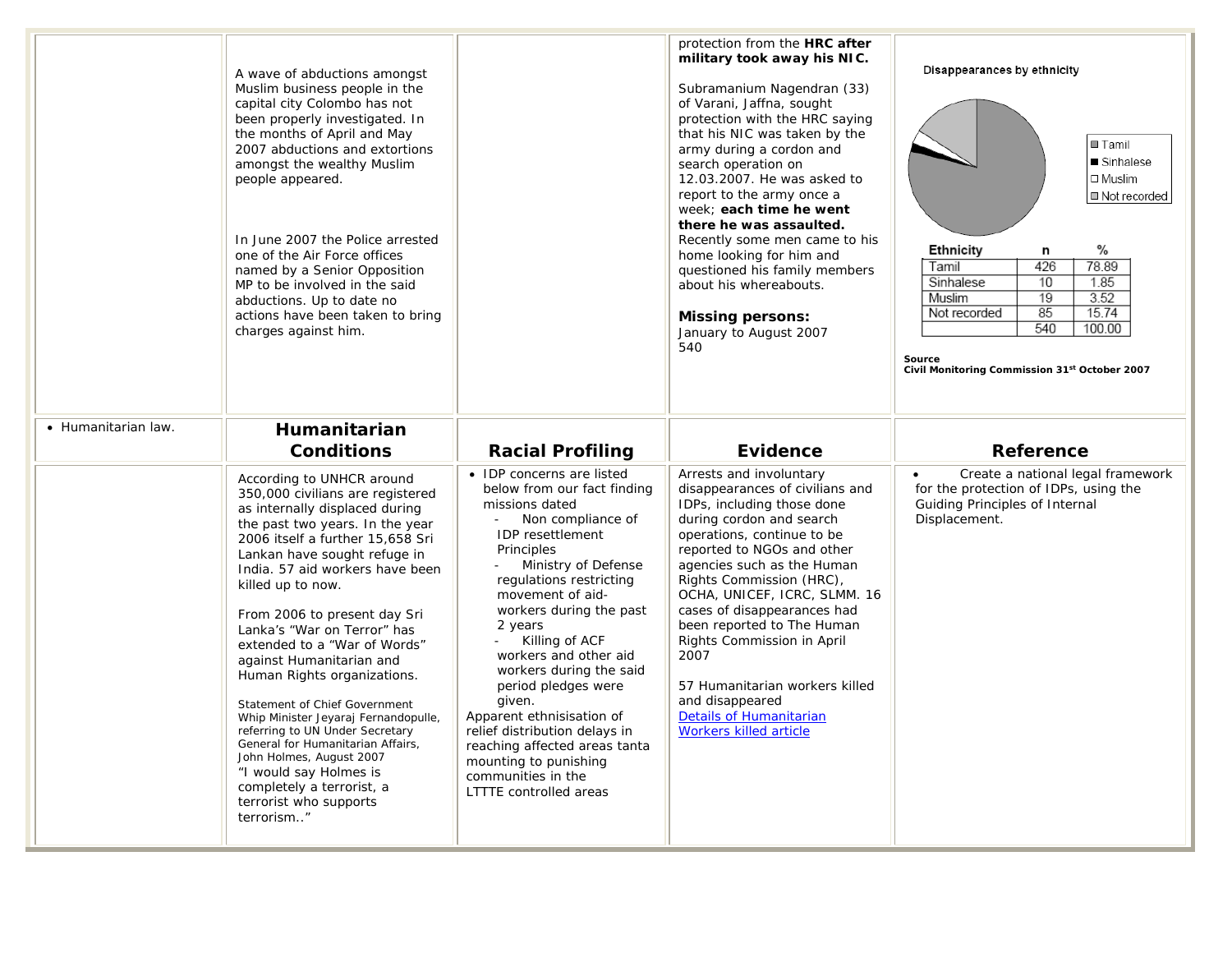| | | | | |
|---|---|---|---|---|
| | A wave of abductions amongst Muslim business people in the capital city Colombo has not been properly investigated. In the months of April and May 2007 abductions and extortions amongst the wealthy Muslim people appeared.<br><br>In June 2007 the Police arrested one of the Air Force offices named by a Senior Opposition MP to be involved in the said abductions. Up to date no actions have been taken to bring charges against him. | | protection from the **HRC after military took away his NIC.**<br><br>Subramanium Nagendran (33) of Varani, Jaffna, sought protection with the HRC saying that his NIC was taken by the army during a cordon and search operation on 12.03.2007. He was asked to report to the army once a week; **each time he went there he was assaulted.** Recently some men came to his home looking for him and questioned his family members about his whereabouts.<br><br>**Missing persons:**<br>January to August 2007<br>540 | Disappearances by ethnicity<br><br>Tamil / Sinhalese / Muslim / Not recorded<br><br>Ethnicity \| n \| %<br>Tamil \| 426 \| 78.89<br>Sinhalese \| 10 \| 1.85<br>Muslim \| 19 \| 3.52<br>Not recorded \| 85 \| 15.74<br>\| 540 \| 100.00<br><br>**Source**<br>**Civil Monitoring Commission 31st October 2007** |
| • Humanitarian law. | **Humanitarian Conditions** | **Racial Profiling** | **Evidence** | **Reference** |
| | According to UNHCR around 350,000 civilians are registered as internally displaced during the past two years. In the year 2006 itself a further 15,658 Sri Lankan have sought refuge in India. 57 aid workers have been killed up to now.<br><br>From 2006 to present day Sri Lanka's "War on Terror" has extended to a "War of Words" against Humanitarian and Human Rights organizations.<br><br>Statement of Chief Government Whip Minister Jeyaraj Fernandopulle, referring to UN Under Secretary General for Humanitarian Affairs, John Holmes, August 2007<br>"I would say Holmes is completely a terrorist, a terrorist who supports terrorism.." | • IDP concerns are listed below from our fact finding missions dated<br>- Non compliance of IDP resettlement Principles<br>- Ministry of Defense regulations restricting movement of aid-workers during the past 2 years<br>- Killing of ACF workers and other aid workers during the said period pledges were given.<br>Apparent ethnisation of relief distribution delays in reaching affected areas tanta mounting to punishing communities in the LTTTE controlled areas | Arrests and involuntary disappearances of civilians and IDPs, including those done during cordon and search operations, continue to be reported to NGOs and other agencies such as the Human Rights Commission (HRC), OCHA, UNICEF, ICRC, SLMM. 16 cases of disappearances had been reported to The Human Rights Commission in April 2007<br><br>57 Humanitarian workers killed and disappeared<br>Details of Humanitarian Workers killed article | • Create a national legal framework for the protection of IDPs, using the Guiding Principles of Internal Displacement. |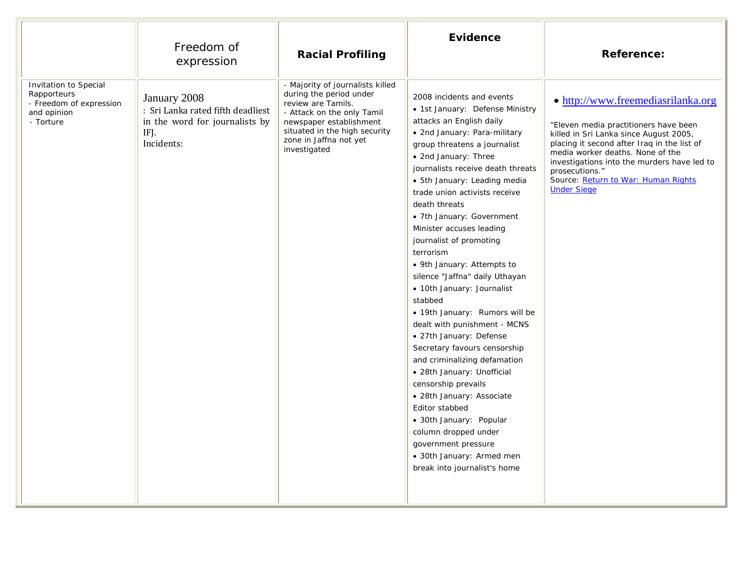| | Freedom of expression | **Racial Profiling** | **Evidence** | **Reference:** |
|---|---|---|---|---|
| Invitation to Special Rapporteurs<br>- Freedom of expression and opinion<br>- Torture | January 2008<br>: Sri Lanka rated fifth deadliest in the word for journalists by IFJ.<br>Incidents: | - Majority of journalists killed during the period under review are Tamils.<br>- Attack on the only Tamil newspaper establishment situated in the high security zone in Jaffna not yet investigated | 2008 incidents and events<br>• 1st January: Defense Ministry attacks an English daily<br>• 2nd January: Para-military group threatens a journalist<br>• 2nd January: Three journalists receive death threats<br>• 5th January: Leading media trade union activists receive death threats<br>• 7th January: Government Minister accuses leading journalist of promoting terrorism<br>• 9th January: Attempts to silence "Jaffna" daily Uthayan<br>• 10th January: Journalist stabbed<br>• 19th January: Rumors will be dealt with punishment - MCNS<br>• 27th January: Defense Secretary favours censorship and criminalizing defamation<br>• 28th January: Unofficial censorship prevails<br>• 28th January: Associate Editor stabbed<br>• 30th January: Popular column dropped under government pressure<br>• 30th January: Armed men break into journalist's home | • http://www.freemediasrilanka.org<br><br>"Eleven media practitioners have been killed in Sri Lanka since August 2005, placing it second after Iraq in the list of media worker deaths. None of the investigations into the murders have led to prosecutions."<br>Source: Return to War: Human Rights Under Siege |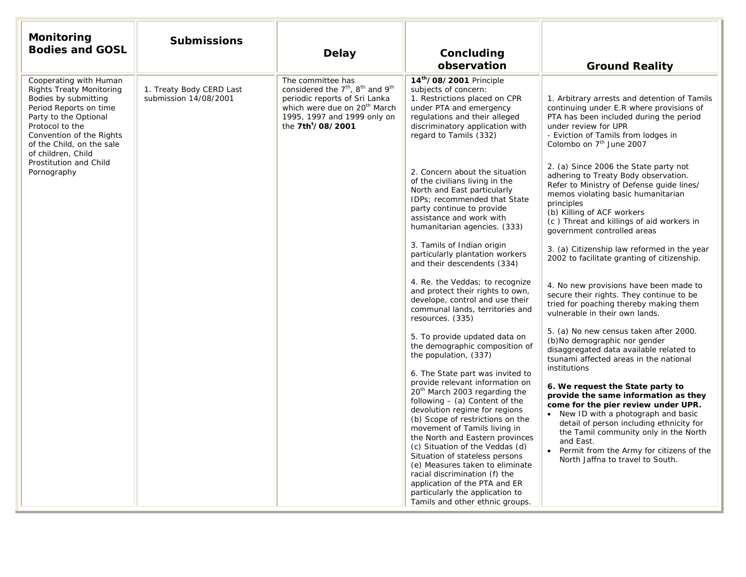| Monitoring Bodies and GOSL | Submissions | Delay | Concluding observation | Ground Reality |
|---|---|---|---|---|
| Cooperating with Human Rights Treaty Monitoring Bodies by submitting Period Reports on time Party to the Optional Protocol to the Convention of the Rights of the Child, on the sale of children, Child Prostitution and Child Pornography | 1. Treaty Body CERD Last submission 14/08/2001 | The committee has considered the 7th, 8th and 9th periodic reports of Sri Lanka which were due on 20th March 1995, 1997 and 1999 only on the **7tht/08/2001** | **14th/08/2001** Principle subjects of concern:<br>1. Restrictions placed on CPR under PTA and emergency regulations and their alleged discriminatory application with regard to Tamils (332)<br><br>2. Concern about the situation of the civilians living in the North and East particularly IDPs; recommended that State party continue to provide assistance and work with humanitarian agencies. (333)<br><br>3. Tamils of Indian origin particularly plantation workers and their descendents (334)<br><br>4. Re. the Veddas; to recognize and protect their rights to own, develope, control and use their communal lands, territories and resources. (335)<br><br>5. To provide updated data on the demographic composition of the population, (337)<br><br>6. The State part was invited to provide relevant information on 20th March 2003 regarding the following – (a) Content of the devolution regime for regions (b) Scope of restrictions on the movement of Tamils living in the North and Eastern provinces (c) Situation of the Veddas (d) Situation of stateless persons (e) Measures taken to eliminate racial discrimination (f) the application of the PTA and ER particularly the application to Tamils and other ethnic groups. | 1. Arbitrary arrests and detention of Tamils continuing under E.R where provisions of PTA has been included during the period under review for UPR<br>- Eviction of Tamils from lodges in Colombo on 7th June 2007<br><br>2. (a) Since 2006 the State party not adhering to Treaty Body observation. Refer to Ministry of Defense guide lines/ memos violating basic humanitarian principles<br>(b) Killing of ACF workers<br>(c ) Threat and killings of aid workers in government controlled areas<br><br>3. (a) Citizenship law reformed in the year 2002 to facilitate granting of citizenship.<br><br>4. No new provisions have been made to secure their rights. They continue to be tried for poaching thereby making them vulnerable in their own lands.<br><br>5. (a) No new census taken after 2000.<br>(b)No demographic nor gender disaggregated data available related to tsunami affected areas in the national institutions<br><br>**6. We request the State party to provide the same information as they come for the pier review under UPR.**<br>• New ID with a photograph and basic detail of person including ethnicity for the Tamil community only in the North and East.<br>• Permit from the Army for citizens of the North Jaffna to travel to South. |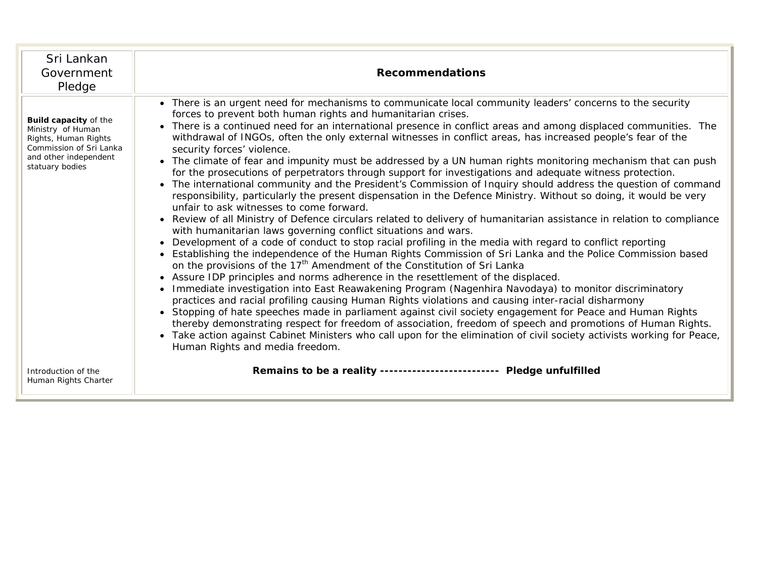| Sri Lankan Government Pledge | Recommendations |
|---|---|
| **Build capacity** of the Ministry of Human Rights, Human Rights Commission of Sri Lanka and other independent statuary bodies | • There is an urgent need for mechanisms to communicate local community leaders' concerns to the security forces to prevent both human rights and humanitarian crises.<br>• There is a continued need for an international presence in conflict areas and among displaced communities. The withdrawal of INGOs, often the only external witnesses in conflict areas, has increased people's fear of the security forces' violence.<br>• The climate of fear and impunity must be addressed by a UN human rights monitoring mechanism that can push for the prosecutions of perpetrators through support for investigations and adequate witness protection.<br>• The international community and the President's Commission of Inquiry should address the question of command responsibility, particularly the present dispensation in the Defence Ministry. Without so doing, it would be very unfair to ask witnesses to come forward.<br>• Review of all Ministry of Defence circulars related to delivery of humanitarian assistance in relation to compliance with humanitarian laws governing conflict situations and wars.<br>• Development of a code of conduct to stop racial profiling in the media with regard to conflict reporting<br>• Establishing the independence of the Human Rights Commission of Sri Lanka and the Police Commission based on the provisions of the 17th Amendment of the Constitution of Sri Lanka<br>• Assure IDP principles and norms adherence in the resettlement of the displaced.<br>• Immediate investigation into East Reawakening Program (Nagenhira Navodaya) to monitor discriminatory practices and racial profiling causing Human Rights violations and causing inter-racial disharmony<br>• Stopping of hate speeches made in parliament against civil society engagement for Peace and Human Rights thereby demonstrating respect for freedom of association, freedom of speech and promotions of Human Rights.<br>• Take action against Cabinet Ministers who call upon for the elimination of civil society activists working for Peace, Human Rights and media freedom. |
| Introduction of the Human Rights Charter | **Remains to be a reality -------------------------- Pledge unfulfilled** |